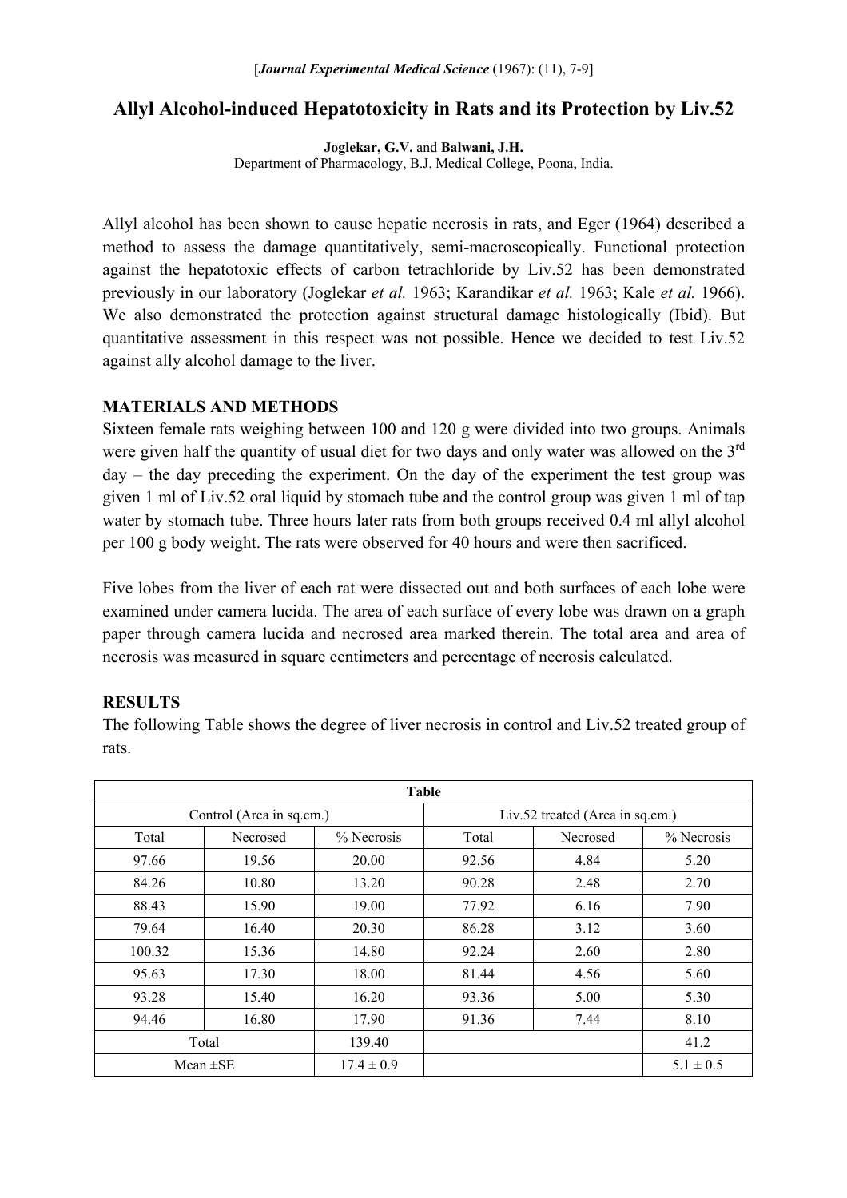[*Journal Experimental Medical Science* (1967): (11), 7-9]

# Allyl Alcohol-induced Hepatotoxicity in Rats and its Protection by Liv.52

**Joglekar, G.V.** and **Balwani, J.H.**
Department of Pharmacology, B.J. Medical College, Poona, India.

Allyl alcohol has been shown to cause hepatic necrosis in rats, and Eger (1964) described a method to assess the damage quantitatively, semi-macroscopically. Functional protection against the hepatotoxic effects of carbon tetrachloride by Liv.52 has been demonstrated previously in our laboratory (Joglekar *et al.* 1963; Karandikar *et al.* 1963; Kale *et al.* 1966). We also demonstrated the protection against structural damage histologically (Ibid). But quantitative assessment in this respect was not possible. Hence we decided to test Liv.52 against ally alcohol damage to the liver.

## MATERIALS AND METHODS

Sixteen female rats weighing between 100 and 120 g were divided into two groups. Animals were given half the quantity of usual diet for two days and only water was allowed on the 3rd day – the day preceding the experiment. On the day of the experiment the test group was given 1 ml of Liv.52 oral liquid by stomach tube and the control group was given 1 ml of tap water by stomach tube. Three hours later rats from both groups received 0.4 ml allyl alcohol per 100 g body weight. The rats were observed for 40 hours and were then sacrificed.

Five lobes from the liver of each rat were dissected out and both surfaces of each lobe were examined under camera lucida. The area of each surface of every lobe was drawn on a graph paper through camera lucida and necrosed area marked therein. The total area and area of necrosis was measured in square centimeters and percentage of necrosis calculated.

## RESULTS

The following Table shows the degree of liver necrosis in control and Liv.52 treated group of rats.

**Table**

| Control (Area in sq.cm.) | | | Liv.52 treated (Area in sq.cm.) | | |
|---|---|---|---|---|---|
| Total | Necrosed | % Necrosis | Total | Necrosed | % Necrosis |
| 97.66 | 19.56 | 20.00 | 92.56 | 4.84 | 5.20 |
| 84.26 | 10.80 | 13.20 | 90.28 | 2.48 | 2.70 |
| 88.43 | 15.90 | 19.00 | 77.92 | 6.16 | 7.90 |
| 79.64 | 16.40 | 20.30 | 86.28 | 3.12 | 3.60 |
| 100.32 | 15.36 | 14.80 | 92.24 | 2.60 | 2.80 |
| 95.63 | 17.30 | 18.00 | 81.44 | 4.56 | 5.60 |
| 93.28 | 15.40 | 16.20 | 93.36 | 5.00 | 5.30 |
| 94.46 | 16.80 | 17.90 | 91.36 | 7.44 | 8.10 |
| Total | | 139.40 | | | 41.2 |
| Mean ±SE | | 17.4 ± 0.9 | | | 5.1 ± 0.5 |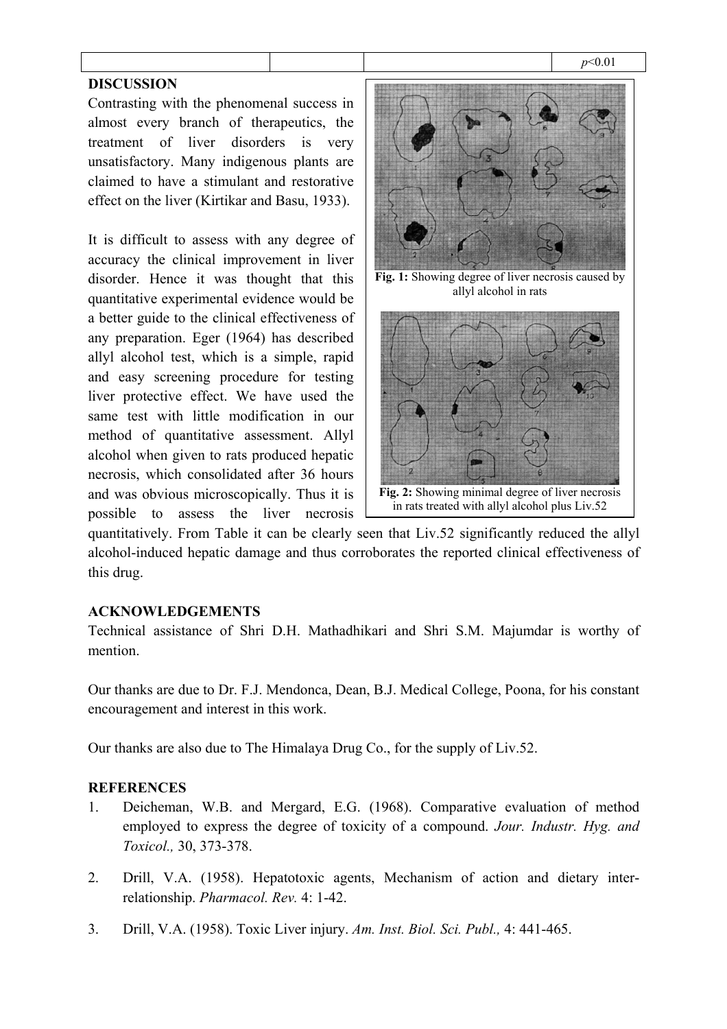| | | | $p$<0.01 |
|---|---|---|---|

**DISCUSSION**

Contrasting with the phenomenal success in almost every branch of therapeutics, the treatment of liver disorders is very unsatisfactory. Many indigenous plants are claimed to have a stimulant and restorative effect on the liver (Kirtikar and Basu, 1933).

It is difficult to assess with any degree of accuracy the clinical improvement in liver disorder. Hence it was thought that this quantitative experimental evidence would be a better guide to the clinical effectiveness of any preparation. Eger (1964) has described allyl alcohol test, which is a simple, rapid and easy screening procedure for testing liver protective effect. We have used the same test with little modification in our method of quantitative assessment. Allyl alcohol when given to rats produced hepatic necrosis, which consolidated after 36 hours and was obvious microscopically. Thus it is possible to assess the liver necrosis quantitatively. From Table it can be clearly seen that Liv.52 significantly reduced the allyl alcohol-induced hepatic damage and thus corroborates the reported clinical effectiveness of this drug.

**Fig. 1:** Showing degree of liver necrosis caused by allyl alcohol in rats

**Fig. 2:** Showing minimal degree of liver necrosis in rats treated with allyl alcohol plus Liv.52

**ACKNOWLEDGEMENTS**

Technical assistance of Shri D.H. Mathadhikari and Shri S.M. Majumdar is worthy of mention.

Our thanks are due to Dr. F.J. Mendonca, Dean, B.J. Medical College, Poona, for his constant encouragement and interest in this work.

Our thanks are also due to The Himalaya Drug Co., for the supply of Liv.52.

**REFERENCES**

1. Deicheman, W.B. and Mergard, E.G. (1968). Comparative evaluation of method employed to express the degree of toxicity of a compound. *Jour. Industr. Hyg. and Toxicol.,* 30, 373-378.

2. Drill, V.A. (1958). Hepatotoxic agents, Mechanism of action and dietary inter-relationship. *Pharmacol. Rev.* 4: 1-42.

3. Drill, V.A. (1958). Toxic Liver injury. *Am. Inst. Biol. Sci. Publ.,* 4: 441-465.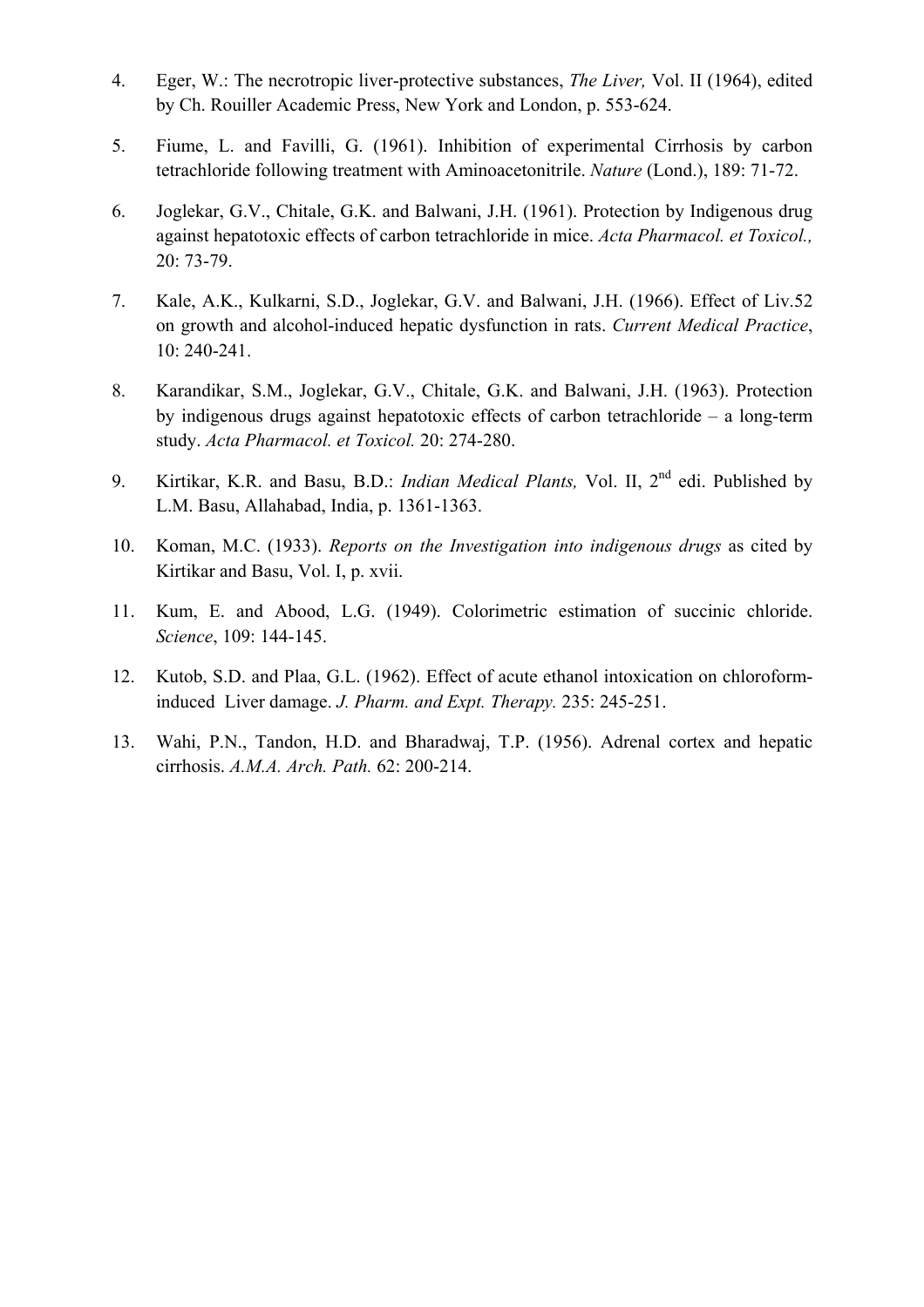4. Eger, W.: The necrotropic liver-protective substances, *The Liver,* Vol. II (1964), edited by Ch. Rouiller Academic Press, New York and London, p. 553-624.

5. Fiume, L. and Favilli, G. (1961). Inhibition of experimental Cirrhosis by carbon tetrachloride following treatment with Aminoacetonitrile. *Nature* (Lond.), 189: 71-72.

6. Joglekar, G.V., Chitale, G.K. and Balwani, J.H. (1961). Protection by Indigenous drug against hepatotoxic effects of carbon tetrachloride in mice. *Acta Pharmacol. et Toxicol.,* 20: 73-79.

7. Kale, A.K., Kulkarni, S.D., Joglekar, G.V. and Balwani, J.H. (1966). Effect of Liv.52 on growth and alcohol-induced hepatic dysfunction in rats. *Current Medical Practice*, 10: 240-241.

8. Karandikar, S.M., Joglekar, G.V., Chitale, G.K. and Balwani, J.H. (1963). Protection by indigenous drugs against hepatotoxic effects of carbon tetrachloride – a long-term study. *Acta Pharmacol. et Toxicol.* 20: 274-280.

9. Kirtikar, K.R. and Basu, B.D.: *Indian Medical Plants,* Vol. II, 2nd edi. Published by L.M. Basu, Allahabad, India, p. 1361-1363.

10. Koman, M.C. (1933). *Reports on the Investigation into indigenous drugs* as cited by Kirtikar and Basu, Vol. I, p. xvii.

11. Kum, E. and Abood, L.G. (1949). Colorimetric estimation of succinic chloride. *Science*, 109: 144-145.

12. Kutob, S.D. and Plaa, G.L. (1962). Effect of acute ethanol intoxication on chloroform-induced Liver damage. *J. Pharm. and Expt. Therapy.* 235: 245-251.

13. Wahi, P.N., Tandon, H.D. and Bharadwaj, T.P. (1956). Adrenal cortex and hepatic cirrhosis. *A.M.A. Arch. Path.* 62: 200-214.